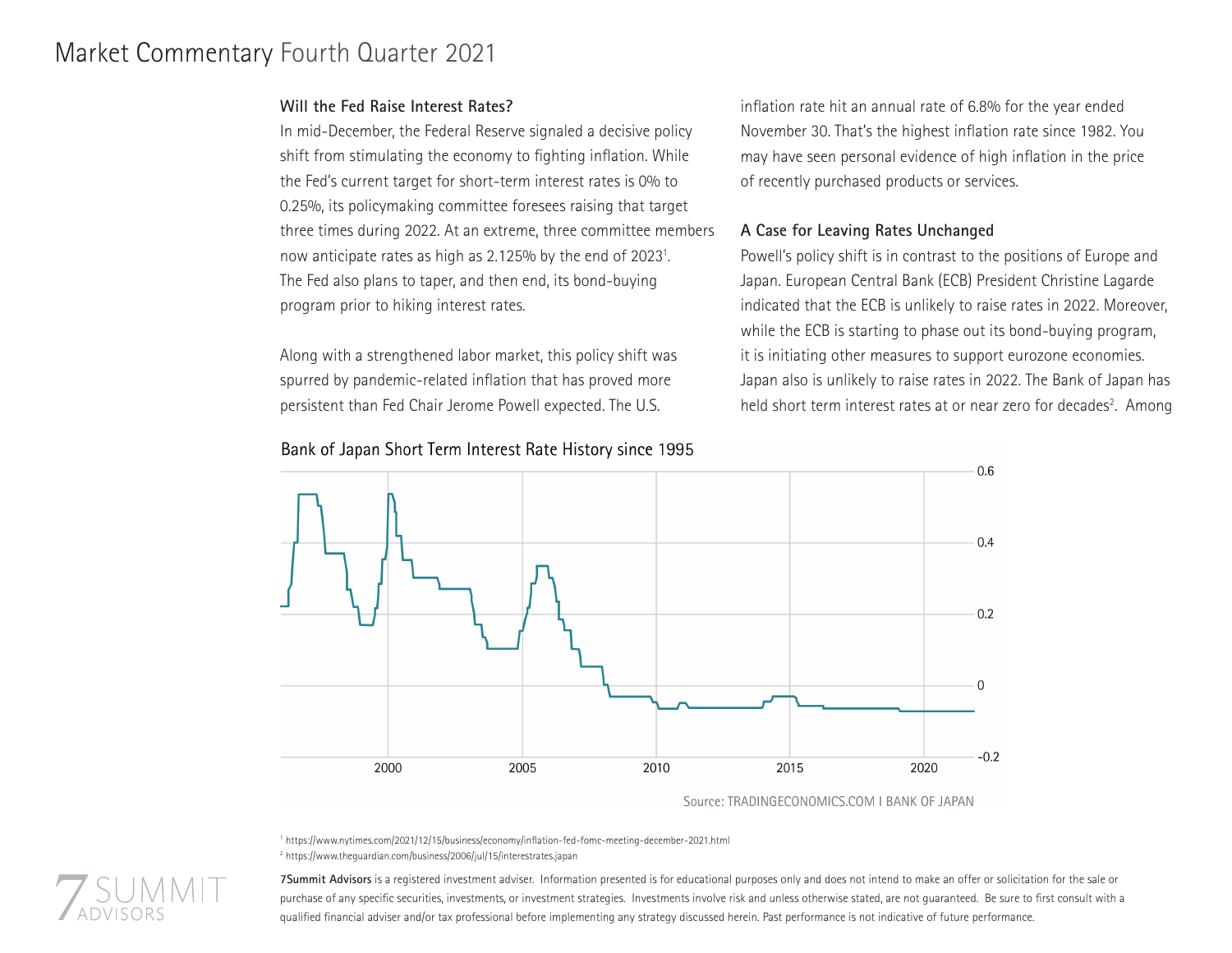# Market Commentary Fourth Quarter 2021

### Will the Fed Raise Interest Rates?

In mid-December, the Federal Reserve signaled a decisive policy shift from stimulating the economy to fighting inflation. While the Fed's current target for short-term interest rates is 0% to 0.25%, its policymaking committee foresees raising that target three times during 2022. At an extreme, three committee members now anticipate rates as high as 2.125% by the end of 2023[1]. The Fed also plans to taper, and then end, its bond-buying program prior to hiking interest rates.

Along with a strengthened labor market, this policy shift was spurred by pandemic-related inflation that has proved more persistent than Fed Chair Jerome Powell expected. The U.S. inflation rate hit an annual rate of 6.8% for the year ended November 30. That's the highest inflation rate since 1982. You may have seen personal evidence of high inflation in the price of recently purchased products or services.

### A Case for Leaving Rates Unchanged

Powell's policy shift is in contrast to the positions of Europe and Japan. European Central Bank (ECB) President Christine Lagarde indicated that the ECB is unlikely to raise rates in 2022. Moreover, while the ECB is starting to phase out its bond-buying program, it is initiating other measures to support eurozone economies. Japan also is unlikely to raise rates in 2022. The Bank of Japan has held short term interest rates at or near zero for decades[2]. Among

Bank of Japan Short Term Interest Rate History since 1995

Source: TRADINGECONOMICS.COM I BANK OF JAPAN

[1] https://www.nytimes.com/2021/12/15/business/economy/inflation-fed-fomc-meeting-december-2021.html

[2] https://www.theguardian.com/business/2006/jul/15/interestrates.japan

**7Summit Advisors** is a registered investment adviser. Information presented is for educational purposes only and does not intend to make an offer or solicitation for the sale or purchase of any specific securities, investments, or investment strategies. Investments involve risk and unless otherwise stated, are not guaranteed. Be sure to first consult with a qualified financial adviser and/or tax professional before implementing any strategy discussed herein. Past performance is not indicative of future performance.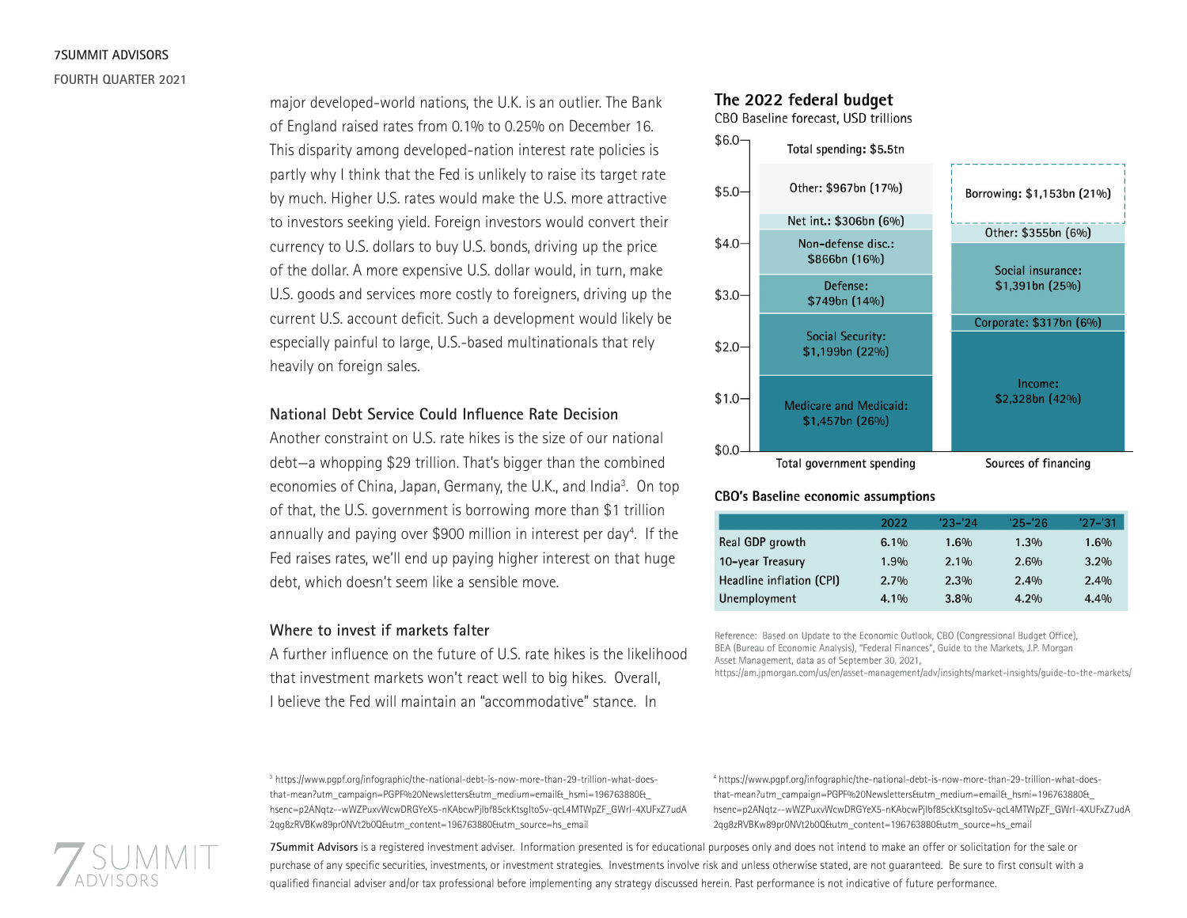major developed-world nations, the U.K. is an outlier. The Bank of England raised rates from 0.1% to 0.25% on December 16. This disparity among developed-nation interest rate policies is partly why I think that the Fed is unlikely to raise its target rate by much. Higher U.S. rates would make the U.S. more attractive to investors seeking yield. Foreign investors would convert their currency to U.S. dollars to buy U.S. bonds, driving up the price of the dollar. A more expensive U.S. dollar would, in turn, make U.S. goods and services more costly to foreigners, driving up the current U.S. account deficit. Such a development would likely be especially painful to large, U.S.-based multinationals that rely heavily on foreign sales.

### National Debt Service Could Influence Rate Decision

Another constraint on U.S. rate hikes is the size of our national debt—a whopping $29 trillion. That's bigger than the combined economies of China, Japan, Germany, the U.K., and India[3]. On top of that, the U.S. government is borrowing more than $1 trillion annually and paying over $900 million in interest per day[4]. If the Fed raises rates, we'll end up paying higher interest on that huge debt, which doesn't seem like a sensible move.

### Where to invest if markets falter

A further influence on the future of U.S. rate hikes is the likelihood that investment markets won't react well to big hikes. Overall, I believe the Fed will maintain an "accommodative" stance. In

**The 2022 federal budget**

CBO Baseline forecast, USD trillions

Total spending: $5.5tn

| Total government spending | Sources of financing |
|---|---|
| Other: $967bn (17%) | Borrowing: $1,153bn (21%) |
| Net int.: $306bn (6%) | Other: $355bn (6%) |
| Non-defense disc.: $866bn (16%) | Social insurance: $1,391bn (25%) |
| Defense: $749bn (14%) | Corporate: $317bn (6%) |
| Social Security: $1,199bn (22%) | Income: $2,328bn (42%) |
| Medicare and Medicaid: $1,457bn (26%) | |

**CBO's Baseline economic assumptions**

| | 2022 | '23-'24 | '25-'26 | '27-'31 |
|---|---|---|---|---|
| Real GDP growth | 6.1% | 1.6% | 1.3% | 1.6% |
| 10-year Treasury | 1.9% | 2.1% | 2.6% | 3.2% |
| Headline inflation (CPI) | 2.7% | 2.3% | 2.4% | 2.4% |
| Unemployment | 4.1% | 3.8% | 4.2% | 4.4% |

Reference: Based on Update to the Economic Outlook, CBO (Congressional Budget Office), BEA (Bureau of Economic Analysis), "Federal Finances", Guide to the Markets, J.P. Morgan Asset Management, data as of September 30, 2021, https://am.jpmorgan.com/us/en/asset-management/adv/insights/market-insights/guide-to-the-markets/

[3] https://www.pgpf.org/infographic/the-national-debt-is-now-more-than-29-trillion-what-does-that-mean?utm_campaign=PGPF%20Newsletters&utm_medium=email&_hsmi=196763880&_hsenc=p2ANqtz--wWZPuxvWcwDRGYeX5-nKAbcwPjlbf85ckKtsgltoSv-qcL4MTWpZF_GWrl-4XUFxZ7udA2qg8zRVBKw89pr0NVt2b0Q&utm_content=196763880&utm_source=hs_email

[4] https://www.pgpf.org/infographic/the-national-debt-is-now-more-than-29-trillion-what-does-that-mean?utm_campaign=PGPF%20Newsletters&utm_medium=email&_hsmi=196763880&_hsenc=p2ANqtz--wWZPuxvWcwDRGYeX5-nKAbcwPjlbf85ckKtsgltoSv-qcL4MTWpZF_GWrl-4XUFxZ7udA2qg8zRVBKw89pr0NVt2b0Q&utm_content=196763880&utm_source=hs_email

**7Summit Advisors** is a registered investment adviser. Information presented is for educational purposes only and does not intend to make an offer or solicitation for the sale or purchase of any specific securities, investments, or investment strategies. Investments involve risk and unless otherwise stated, are not guaranteed. Be sure to first consult with a qualified financial adviser and/or tax professional before implementing any strategy discussed herein. Past performance is not indicative of future performance.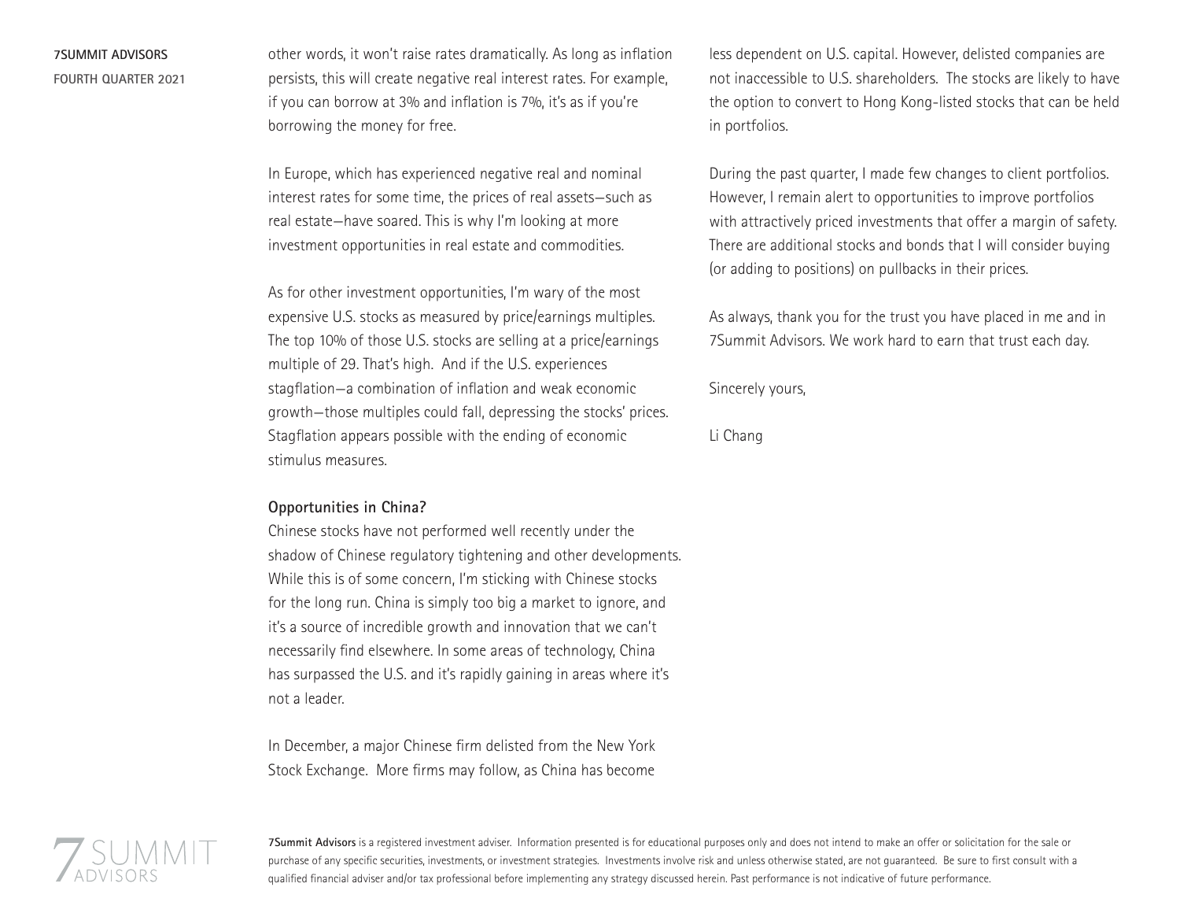other words, it won't raise rates dramatically. As long as inflation persists, this will create negative real interest rates. For example, if you can borrow at 3% and inflation is 7%, it's as if you're borrowing the money for free.

In Europe, which has experienced negative real and nominal interest rates for some time, the prices of real assets—such as real estate—have soared. This is why I'm looking at more investment opportunities in real estate and commodities.

As for other investment opportunities, I'm wary of the most expensive U.S. stocks as measured by price/earnings multiples. The top 10% of those U.S. stocks are selling at a price/earnings multiple of 29. That's high. And if the U.S. experiences stagflation—a combination of inflation and weak economic growth—those multiples could fall, depressing the stocks' prices. Stagflation appears possible with the ending of economic stimulus measures.

**Opportunities in China?**

Chinese stocks have not performed well recently under the shadow of Chinese regulatory tightening and other developments. While this is of some concern, I'm sticking with Chinese stocks for the long run. China is simply too big a market to ignore, and it's a source of incredible growth and innovation that we can't necessarily find elsewhere. In some areas of technology, China has surpassed the U.S. and it's rapidly gaining in areas where it's not a leader.

In December, a major Chinese firm delisted from the New York Stock Exchange. More firms may follow, as China has become less dependent on U.S. capital. However, delisted companies are not inaccessible to U.S. shareholders. The stocks are likely to have the option to convert to Hong Kong-listed stocks that can be held in portfolios.

During the past quarter, I made few changes to client portfolios. However, I remain alert to opportunities to improve portfolios with attractively priced investments that offer a margin of safety. There are additional stocks and bonds that I will consider buying (or adding to positions) on pullbacks in their prices.

As always, thank you for the trust you have placed in me and in 7Summit Advisors. We work hard to earn that trust each day.

Sincerely yours,

Li Chang

**7Summit Advisors** is a registered investment adviser. Information presented is for educational purposes only and does not intend to make an offer or solicitation for the sale or purchase of any specific securities, investments, or investment strategies. Investments involve risk and unless otherwise stated, are not guaranteed. Be sure to first consult with a qualified financial adviser and/or tax professional before implementing any strategy discussed herein. Past performance is not indicative of future performance.